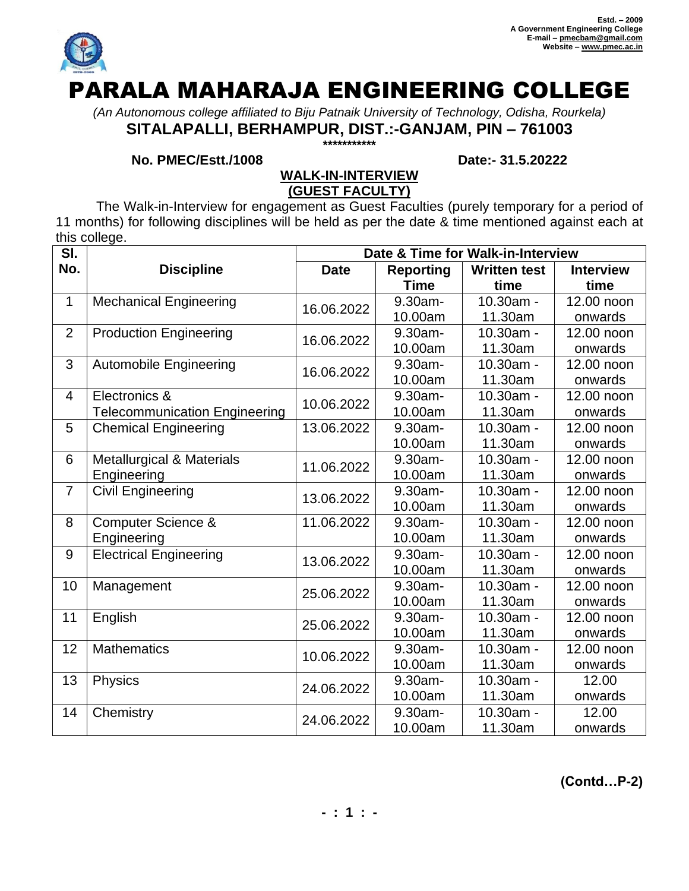Estd. – 2009
A Government Engineering College
E-mail – pmecbam@gmail.com
Website – www.pmec.ac.in

# PARALA MAHARAJA ENGINEERING COLLEGE

*(An Autonomous college affiliated to Biju Patnaik University of Technology, Odisha, Rourkela)*

**SITALAPALLI, BERHAMPUR, DIST.:-GANJAM, PIN – 761003**

\*\*\*\*\*\*\*\*\*\*\*

**No. PMEC/Estt./1008** **Date:- 31.5.20222**

## WALK-IN-INTERVIEW (GUEST FACULTY)

The Walk-in-Interview for engagement as Guest Faculties (purely temporary for a period of 11 months) for following disciplines will be held as per the date & time mentioned against each at this college.

| Sl. No. | Discipline | Date & Time for Walk-in-Interview | | | |
|---|---|---|---|---|---|
| | | Date | Reporting Time | Written test time | Interview time |
| 1 | Mechanical Engineering | 16.06.2022 | 9.30am-10.00am | 10.30am - 11.30am | 12.00 noon onwards |
| 2 | Production Engineering | 16.06.2022 | 9.30am-10.00am | 10.30am - 11.30am | 12.00 noon onwards |
| 3 | Automobile Engineering | 16.06.2022 | 9.30am-10.00am | 10.30am - 11.30am | 12.00 noon onwards |
| 4 | Electronics & Telecommunication Engineering | 10.06.2022 | 9.30am-10.00am | 10.30am - 11.30am | 12.00 noon onwards |
| 5 | Chemical Engineering | 13.06.2022 | 9.30am-10.00am | 10.30am - 11.30am | 12.00 noon onwards |
| 6 | Metallurgical & Materials Engineering | 11.06.2022 | 9.30am-10.00am | 10.30am - 11.30am | 12.00 noon onwards |
| 7 | Civil Engineering | 13.06.2022 | 9.30am-10.00am | 10.30am - 11.30am | 12.00 noon onwards |
| 8 | Computer Science & Engineering | 11.06.2022 | 9.30am-10.00am | 10.30am - 11.30am | 12.00 noon onwards |
| 9 | Electrical Engineering | 13.06.2022 | 9.30am-10.00am | 10.30am - 11.30am | 12.00 noon onwards |
| 10 | Management | 25.06.2022 | 9.30am-10.00am | 10.30am - 11.30am | 12.00 noon onwards |
| 11 | English | 25.06.2022 | 9.30am-10.00am | 10.30am - 11.30am | 12.00 noon onwards |
| 12 | Mathematics | 10.06.2022 | 9.30am-10.00am | 10.30am - 11.30am | 12.00 noon onwards |
| 13 | Physics | 24.06.2022 | 9.30am-10.00am | 10.30am - 11.30am | 12.00 onwards |
| 14 | Chemistry | 24.06.2022 | 9.30am-10.00am | 10.30am - 11.30am | 12.00 onwards |

**(Contd…P-2)**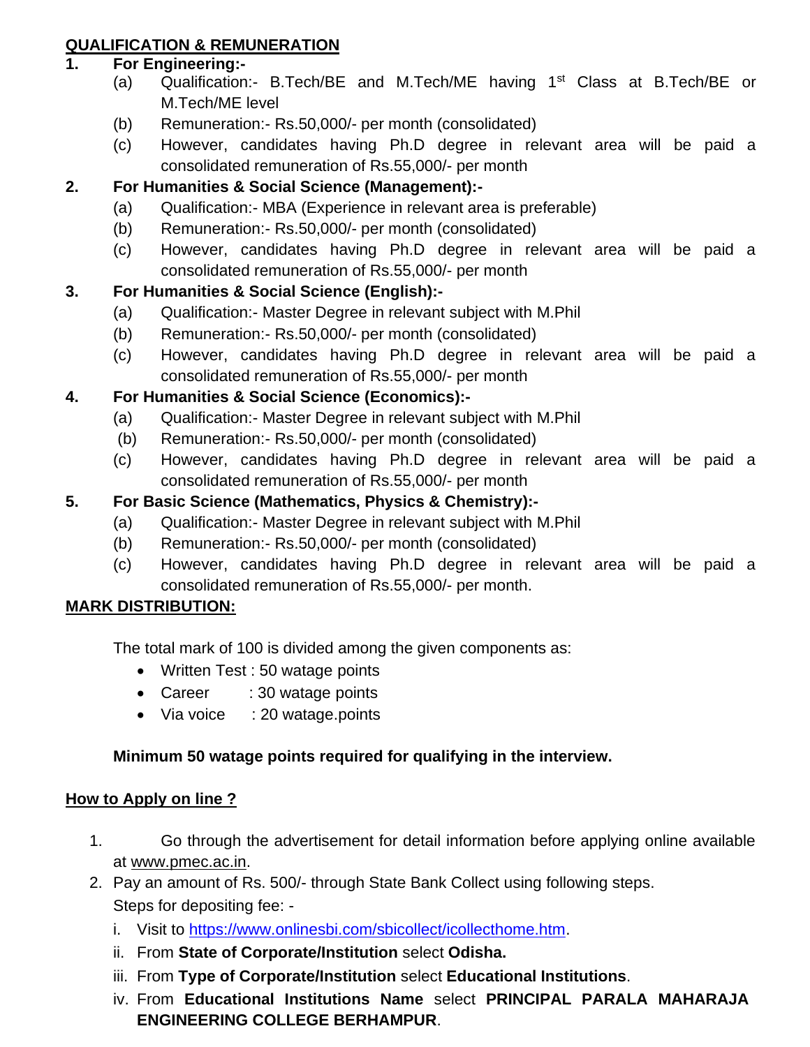## QUALIFICATION & REMUNERATION

**1. For Engineering:-**

(a) Qualification:- B.Tech/BE and M.Tech/ME having 1st Class at B.Tech/BE or M.Tech/ME level

(b) Remuneration:- Rs.50,000/- per month (consolidated)

(c) However, candidates having Ph.D degree in relevant area will be paid a consolidated remuneration of Rs.55,000/- per month

**2. For Humanities & Social Science (Management):-**

(a) Qualification:- MBA (Experience in relevant area is preferable)

(b) Remuneration:- Rs.50,000/- per month (consolidated)

(c) However, candidates having Ph.D degree in relevant area will be paid a consolidated remuneration of Rs.55,000/- per month

**3. For Humanities & Social Science (English):-**

(a) Qualification:- Master Degree in relevant subject with M.Phil

(b) Remuneration:- Rs.50,000/- per month (consolidated)

(c) However, candidates having Ph.D degree in relevant area will be paid a consolidated remuneration of Rs.55,000/- per month

**4. For Humanities & Social Science (Economics):-**

(a) Qualification:- Master Degree in relevant subject with M.Phil

(b) Remuneration:- Rs.50,000/- per month (consolidated)

(c) However, candidates having Ph.D degree in relevant area will be paid a consolidated remuneration of Rs.55,000/- per month

**5. For Basic Science (Mathematics, Physics & Chemistry):-**

(a) Qualification:- Master Degree in relevant subject with M.Phil

(b) Remuneration:- Rs.50,000/- per month (consolidated)

(c) However, candidates having Ph.D degree in relevant area will be paid a consolidated remuneration of Rs.55,000/- per month.

## MARK DISTRIBUTION:

The total mark of 100 is divided among the given components as:

- Written Test : 50 watage points
- Career : 30 watage points
- Via voice : 20 watage.points

**Minimum 50 watage points required for qualifying in the interview.**

## How to Apply on line ?

1. Go through the advertisement for detail information before applying online available at www.pmec.ac.in.
2. Pay an amount of Rs. 500/- through State Bank Collect using following steps.

   Steps for depositing fee: -

   i. Visit to https://www.onlinesbi.com/sbicollect/icollecthome.htm.

   ii. From **State of Corporate/Institution** select **Odisha.**

   iii. From **Type of Corporate/Institution** select **Educational Institutions**.

   iv. From **Educational Institutions Name** select **PRINCIPAL PARALA MAHARAJA ENGINEERING COLLEGE BERHAMPUR**.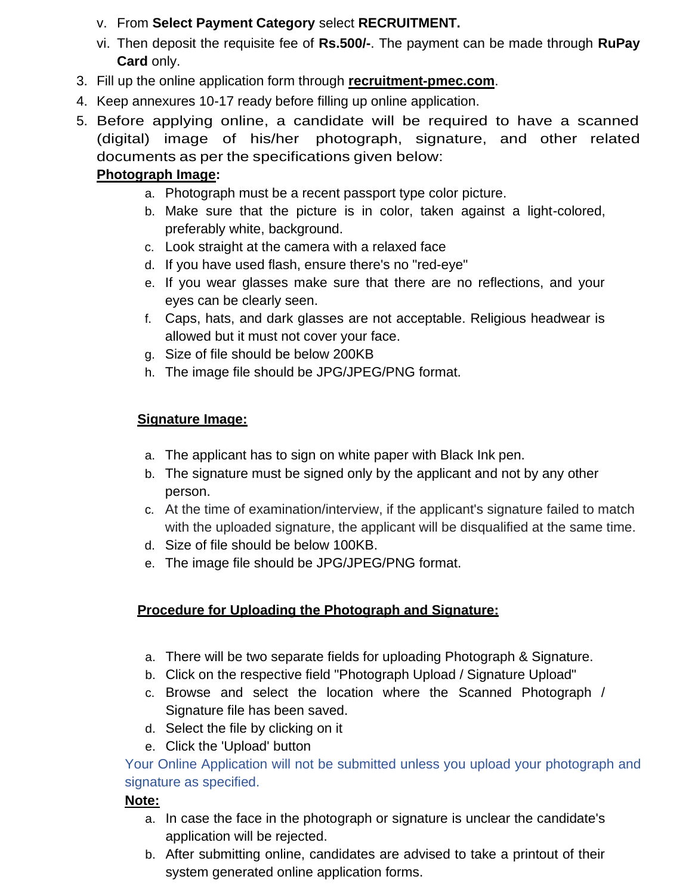v. From **Select Payment Category** select **RECRUITMENT.**
   vi. Then deposit the requisite fee of **Rs.500/-**. The payment can be made through **RuPay Card** only.

3. Fill up the online application form through **recruitment-pmec.com**.
4. Keep annexures 10-17 ready before filling up online application.
5. Before applying online, a candidate will be required to have a scanned (digital) image of his/her photograph, signature, and other related documents as per the specifications given below:

**Photograph Image:**

   a. Photograph must be a recent passport type color picture.
   b. Make sure that the picture is in color, taken against a light-colored, preferably white, background.
   c. Look straight at the camera with a relaxed face
   d. If you have used flash, ensure there's no "red-eye"
   e. If you wear glasses make sure that there are no reflections, and your eyes can be clearly seen.
   f. Caps, hats, and dark glasses are not acceptable. Religious headwear is allowed but it must not cover your face.
   g. Size of file should be below 200KB
   h. The image file should be JPG/JPEG/PNG format.

**Signature Image:**

   a. The applicant has to sign on white paper with Black Ink pen.
   b. The signature must be signed only by the applicant and not by any other person.
   c. At the time of examination/interview, if the applicant's signature failed to match with the uploaded signature, the applicant will be disqualified at the same time.
   d. Size of file should be below 100KB.
   e. The image file should be JPG/JPEG/PNG format.

**Procedure for Uploading the Photograph and Signature:**

   a. There will be two separate fields for uploading Photograph & Signature.
   b. Click on the respective field "Photograph Upload / Signature Upload"
   c. Browse and select the location where the Scanned Photograph / Signature file has been saved.
   d. Select the file by clicking on it
   e. Click the 'Upload' button

Your Online Application will not be submitted unless you upload your photograph and signature as specified.

**Note:**

   a. In case the face in the photograph or signature is unclear the candidate's application will be rejected.
   b. After submitting online, candidates are advised to take a printout of their system generated online application forms.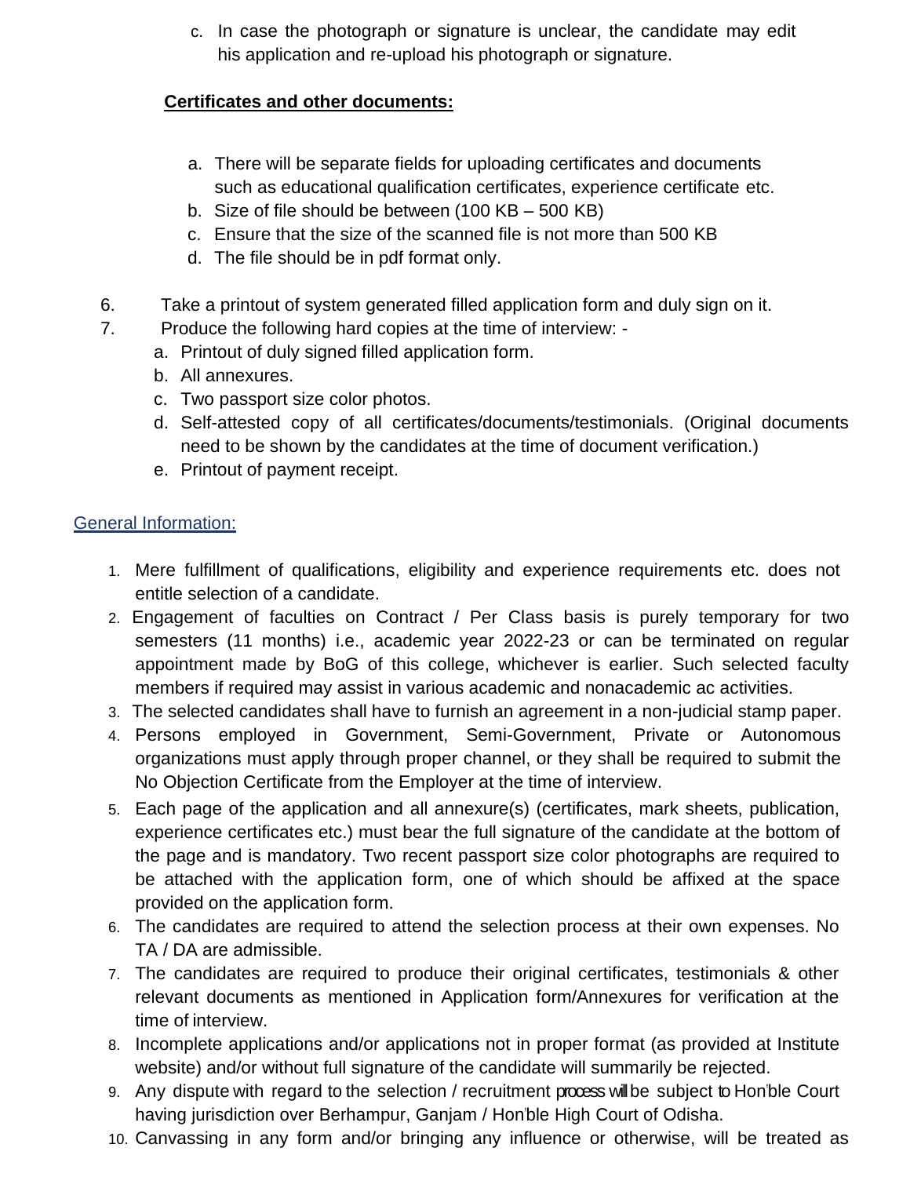c. In case the photograph or signature is unclear, the candidate may edit his application and re-upload his photograph or signature.

**Certificates and other documents:**

a. There will be separate fields for uploading certificates and documents such as educational qualification certificates, experience certificate etc.
b. Size of file should be between (100 KB – 500 KB)
c. Ensure that the size of the scanned file is not more than 500 KB
d. The file should be in pdf format only.

6. Take a printout of system generated filled application form and duly sign on it.
7. Produce the following hard copies at the time of interview: -
   a. Printout of duly signed filled application form.
   b. All annexures.
   c. Two passport size color photos.
   d. Self-attested copy of all certificates/documents/testimonials. (Original documents need to be shown by the candidates at the time of document verification.)
   e. Printout of payment receipt.

## General Information:

1. Mere fulfillment of qualifications, eligibility and experience requirements etc. does not entitle selection of a candidate.
2. Engagement of faculties on Contract / Per Class basis is purely temporary for two semesters (11 months) i.e., academic year 2022-23 or can be terminated on regular appointment made by BoG of this college, whichever is earlier. Such selected faculty members if required may assist in various academic and nonacademic ac activities.
3. The selected candidates shall have to furnish an agreement in a non-judicial stamp paper.
4. Persons employed in Government, Semi-Government, Private or Autonomous organizations must apply through proper channel, or they shall be required to submit the No Objection Certificate from the Employer at the time of interview.
5. Each page of the application and all annexure(s) (certificates, mark sheets, publication, experience certificates etc.) must bear the full signature of the candidate at the bottom of the page and is mandatory. Two recent passport size color photographs are required to be attached with the application form, one of which should be affixed at the space provided on the application form.
6. The candidates are required to attend the selection process at their own expenses. No TA / DA are admissible.
7. The candidates are required to produce their original certificates, testimonials & other relevant documents as mentioned in Application form/Annexures for verification at the time of interview.
8. Incomplete applications and/or applications not in proper format (as provided at Institute website) and/or without full signature of the candidate will summarily be rejected.
9. Any dispute with regard to the selection / recruitment process will be subject to Hon'ble Court having jurisdiction over Berhampur, Ganjam / Hon'ble High Court of Odisha.
10. Canvassing in any form and/or bringing any influence or otherwise, will be treated as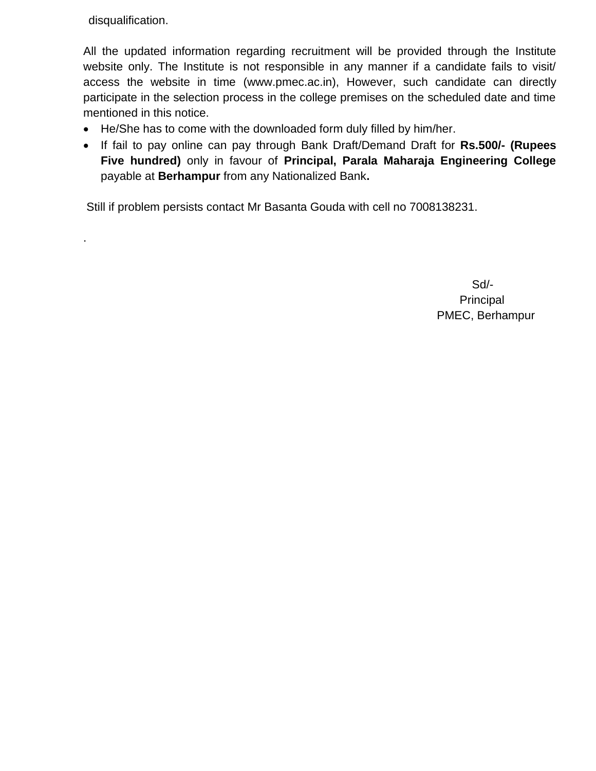disqualification.

All the updated information regarding recruitment will be provided through the Institute website only. The Institute is not responsible in any manner if a candidate fails to visit/ access the website in time (www.pmec.ac.in), However, such candidate can directly participate in the selection process in the college premises on the scheduled date and time mentioned in this notice.

- He/She has to come with the downloaded form duly filled by him/her.
- If fail to pay online can pay through Bank Draft/Demand Draft for **Rs.500/- (Rupees Five hundred)** only in favour of **Principal, Parala Maharaja Engineering College** payable at **Berhampur** from any Nationalized Bank**.**

Still if problem persists contact Mr Basanta Gouda with cell no 7008138231.

.

Sd/-
Principal
PMEC, Berhampur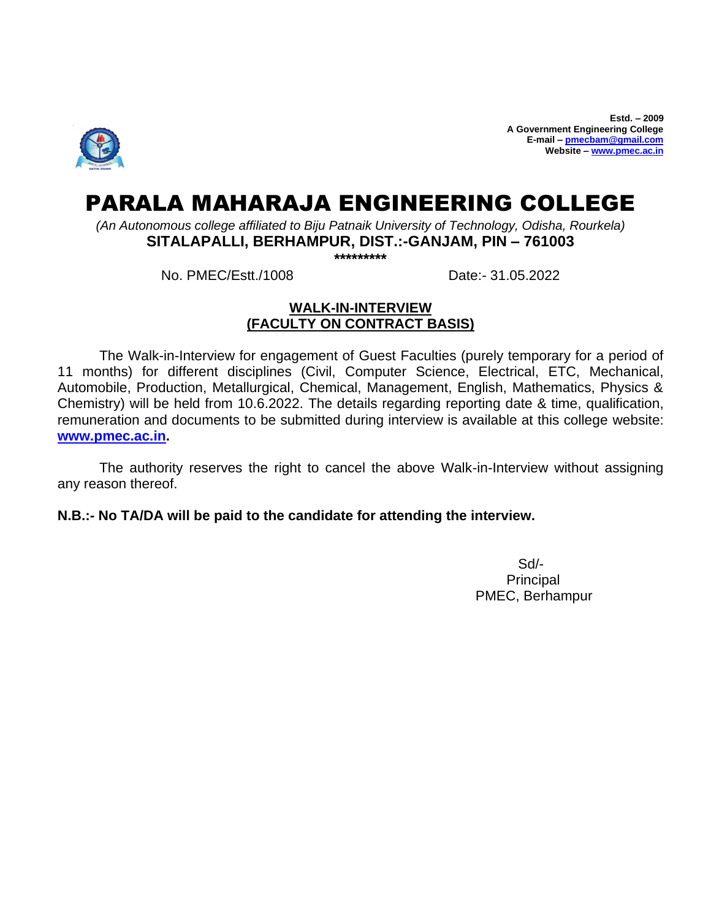**Estd. – 2009**
**A Government Engineering College**
**E-mail – pmecbam@gmail.com**
**Website – www.pmec.ac.in**

# PARALA MAHARAJA ENGINEERING COLLEGE

*(An Autonomous college affiliated to Biju Patnaik University of Technology, Odisha, Rourkela)*

**SITALAPALLI, BERHAMPUR, DIST.:-GANJAM, PIN – 761003**

*********

No. PMEC/Estt./1008 Date:- 31.05.2022

## WALK-IN-INTERVIEW (FACULTY ON CONTRACT BASIS)

The Walk-in-Interview for engagement of Guest Faculties (purely temporary for a period of 11 months) for different disciplines (Civil, Computer Science, Electrical, ETC, Mechanical, Automobile, Production, Metallurgical, Chemical, Management, English, Mathematics, Physics & Chemistry) will be held from 10.6.2022. The details regarding reporting date & time, qualification, remuneration and documents to be submitted during interview is available at this college website: **www.pmec.ac.in.**

The authority reserves the right to cancel the above Walk-in-Interview without assigning any reason thereof.

**N.B.:- No TA/DA will be paid to the candidate for attending the interview.**

Sd/-
Principal
PMEC, Berhampur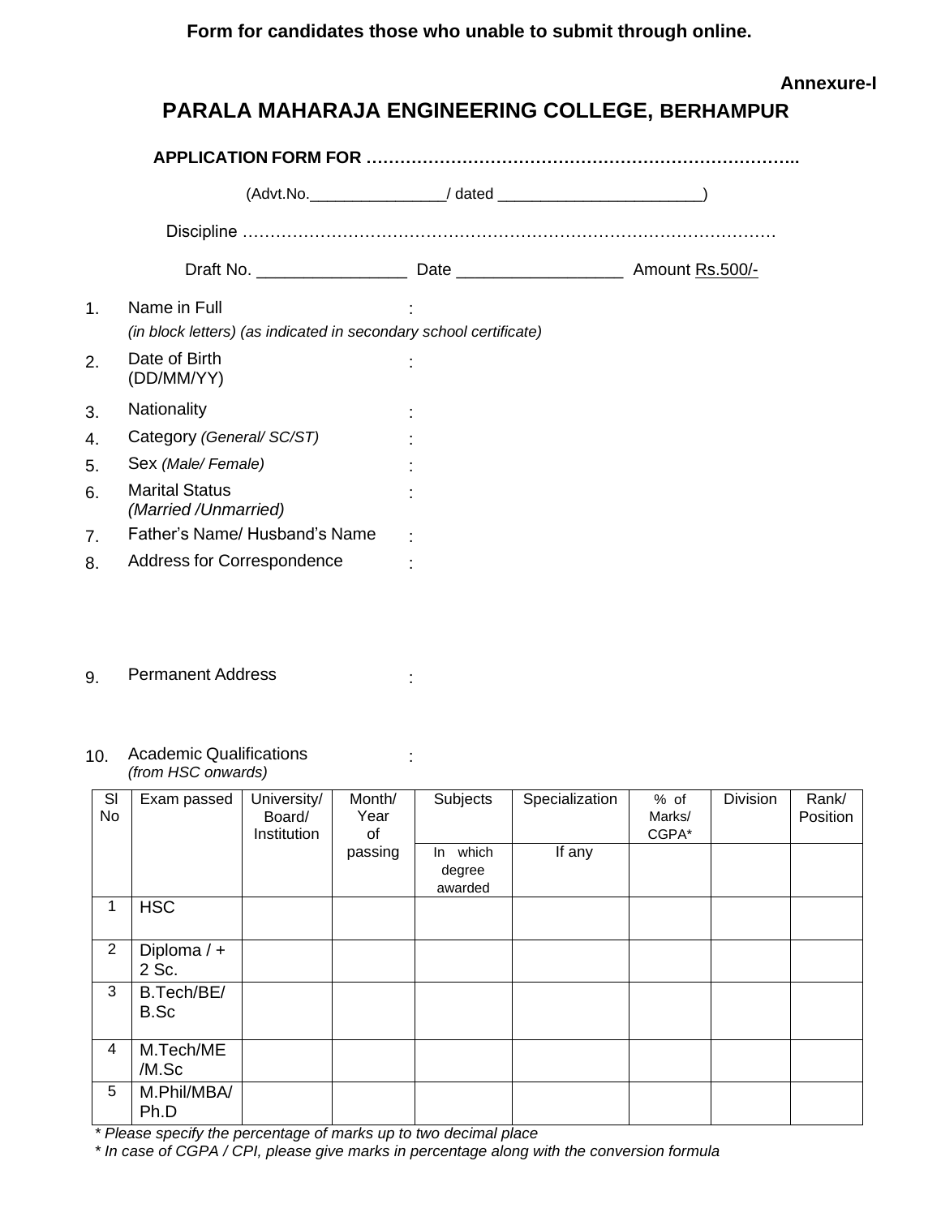**Form for candidates those who unable to submit through online.**

**Annexure-I**

# PARALA MAHARAJA ENGINEERING COLLEGE, BERHAMPUR

**APPLICATION FORM FOR …………………………………………………………………..**

(Advt.No.________________/ dated ________________________)

Discipline ……………………………………………………………………………………

Draft No. ________________ Date __________________ Amount Rs.500/-

1. Name in Full :
   *(in block letters) (as indicated in secondary school certificate)*
2. Date of Birth (DD/MM/YY) :
3. Nationality :
4. Category *(General/ SC/ST)* :
5. Sex *(Male/ Female)* :
6. Marital Status *(Married /Unmarried)* :
7. Father's Name/ Husband's Name :
8. Address for Correspondence :
9. Permanent Address :
10. Academic Qualifications *(from HSC onwards)* :

| Sl No | Exam passed | University/ Board/ Institution | Month/ Year of passing | Subjects | Specialization | % of Marks/ CGPA* | Division | Rank/ Position |
|---|---|---|---|---|---|---|---|---|
| | | | | In which degree awarded | If any | | | |
| 1 | HSC | | | | | | | |
| 2 | Diploma / + 2 Sc. | | | | | | | |
| 3 | B.Tech/BE/ B.Sc | | | | | | | |
| 4 | M.Tech/ME /M.Sc | | | | | | | |
| 5 | M.Phil/MBA/ Ph.D | | | | | | | |

*\* Please specify the percentage of marks up to two decimal place*

*\* In case of CGPA / CPI, please give marks in percentage along with the conversion formula*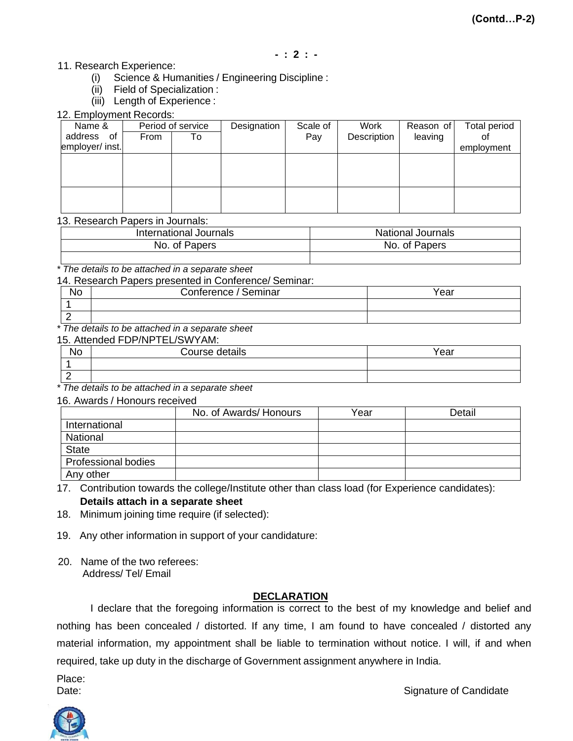(Contd…P-2)

11. Research Experience:
    (i) Science & Humanities / Engineering Discipline :
    (ii) Field of Specialization :
    (iii) Length of Experience :

12. Employment Records:

| Name & address of employer/ inst. | Period of service | | Designation | Scale of Pay | Work Description | Reason of leaving | Total period of employment |
|---|---|---|---|---|---|---|---|
| | From | To | | | | | |
| | | | | | | | |
| | | | | | | | |

13. Research Papers in Journals:

| International Journals | National Journals |
|---|---|
| No. of Papers | No. of Papers |
| | |

*\* The details to be attached in a separate sheet*

14. Research Papers presented in Conference/ Seminar:

| No | Conference / Seminar | Year |
|---|---|---|
| 1 | | |
| 2 | | |

*\* The details to be attached in a separate sheet*

15. Attended FDP/NPTEL/SWYAM:

| No | Course details | Year |
|---|---|---|
| 1 | | |
| 2 | | |

*\* The details to be attached in a separate sheet*

16. Awards / Honours received

| | No. of Awards/ Honours | Year | Detail |
|---|---|---|---|
| International | | | |
| National | | | |
| State | | | |
| Professional bodies | | | |
| Any other | | | |

17. Contribution towards the college/Institute other than class load (for Experience candidates): **Details attach in a separate sheet**

18. Minimum joining time require (if selected):

19. Any other information in support of your candidature:

20. Name of the two referees:
    Address/ Tel/ Email

## DECLARATION

I declare that the foregoing information is correct to the best of my knowledge and belief and nothing has been concealed / distorted. If any time, I am found to have concealed / distorted any material information, my appointment shall be liable to termination without notice. I will, if and when required, take up duty in the discharge of Government assignment anywhere in India.

Place:

Date: Signature of Candidate